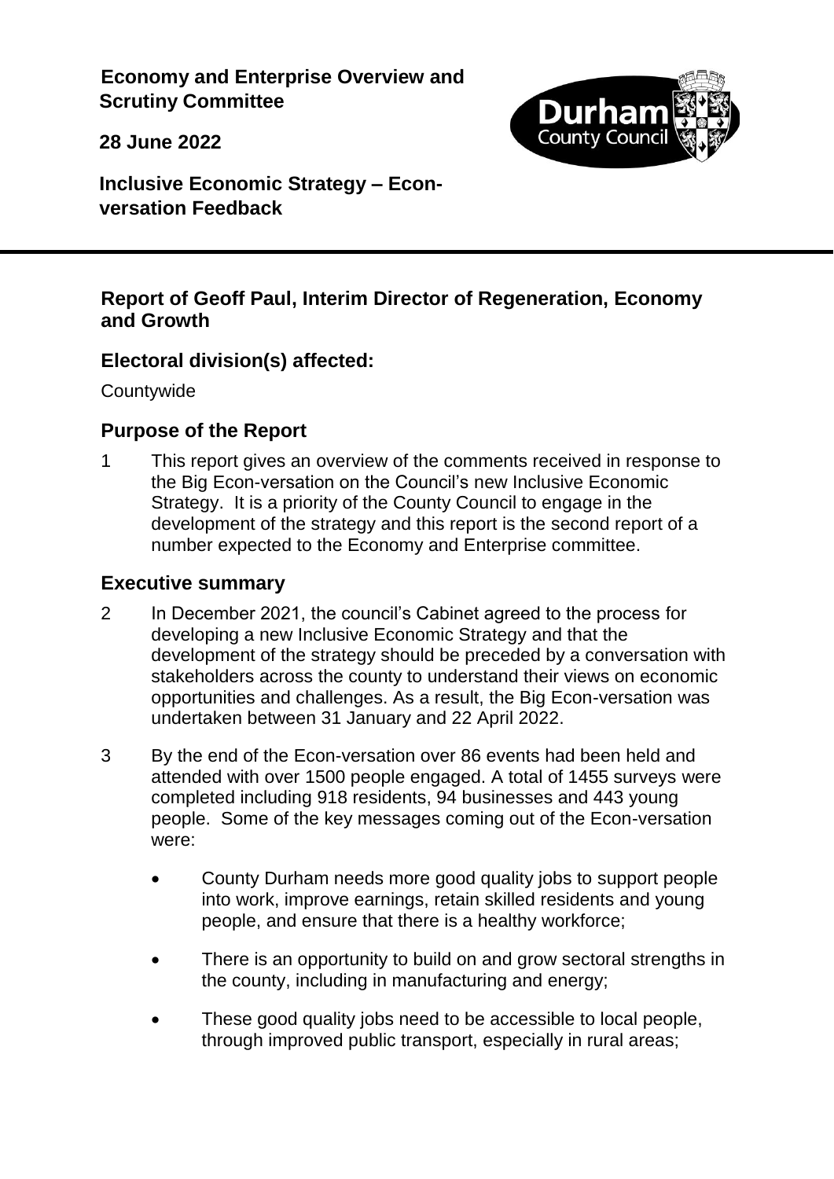**Economy and Enterprise Overview and Scrutiny Committee**

**28 June 2022**

**Inclusive Economic Strategy – Econ-versation Feedback**

---

## Report of Geoff Paul, Interim Director of Regeneration, Economy and Growth

## Electoral division(s) affected:

Countywide

## Purpose of the Report

1 This report gives an overview of the comments received in response to the Big Econ-versation on the Council's new Inclusive Economic Strategy. It is a priority of the County Council to engage in the development of the strategy and this report is the second report of a number expected to the Economy and Enterprise committee.

## Executive summary

2 In December 2021, the council's Cabinet agreed to the process for developing a new Inclusive Economic Strategy and that the development of the strategy should be preceded by a conversation with stakeholders across the county to understand their views on economic opportunities and challenges. As a result, the Big Econ-versation was undertaken between 31 January and 22 April 2022.

3 By the end of the Econ-versation over 86 events had been held and attended with over 1500 people engaged. A total of 1455 surveys were completed including 918 residents, 94 businesses and 443 young people. Some of the key messages coming out of the Econ-versation were:

- County Durham needs more good quality jobs to support people into work, improve earnings, retain skilled residents and young people, and ensure that there is a healthy workforce;
- There is an opportunity to build on and grow sectoral strengths in the county, including in manufacturing and energy;
- These good quality jobs need to be accessible to local people, through improved public transport, especially in rural areas;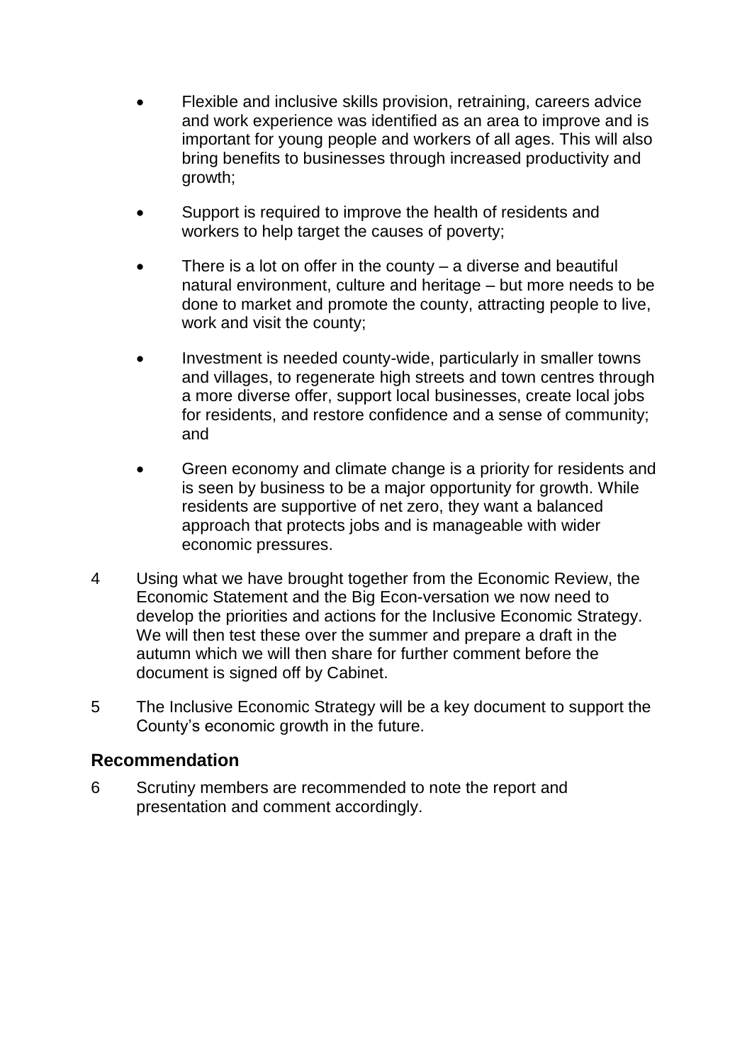- Flexible and inclusive skills provision, retraining, careers advice and work experience was identified as an area to improve and is important for young people and workers of all ages. This will also bring benefits to businesses through increased productivity and growth;

- Support is required to improve the health of residents and workers to help target the causes of poverty;

- There is a lot on offer in the county – a diverse and beautiful natural environment, culture and heritage – but more needs to be done to market and promote the county, attracting people to live, work and visit the county;

- Investment is needed county-wide, particularly in smaller towns and villages, to regenerate high streets and town centres through a more diverse offer, support local businesses, create local jobs for residents, and restore confidence and a sense of community; and

- Green economy and climate change is a priority for residents and is seen by business to be a major opportunity for growth. While residents are supportive of net zero, they want a balanced approach that protects jobs and is manageable with wider economic pressures.

4 Using what we have brought together from the Economic Review, the Economic Statement and the Big Econ-versation we now need to develop the priorities and actions for the Inclusive Economic Strategy. We will then test these over the summer and prepare a draft in the autumn which we will then share for further comment before the document is signed off by Cabinet.

5 The Inclusive Economic Strategy will be a key document to support the County's economic growth in the future.

## Recommendation

6 Scrutiny members are recommended to note the report and presentation and comment accordingly.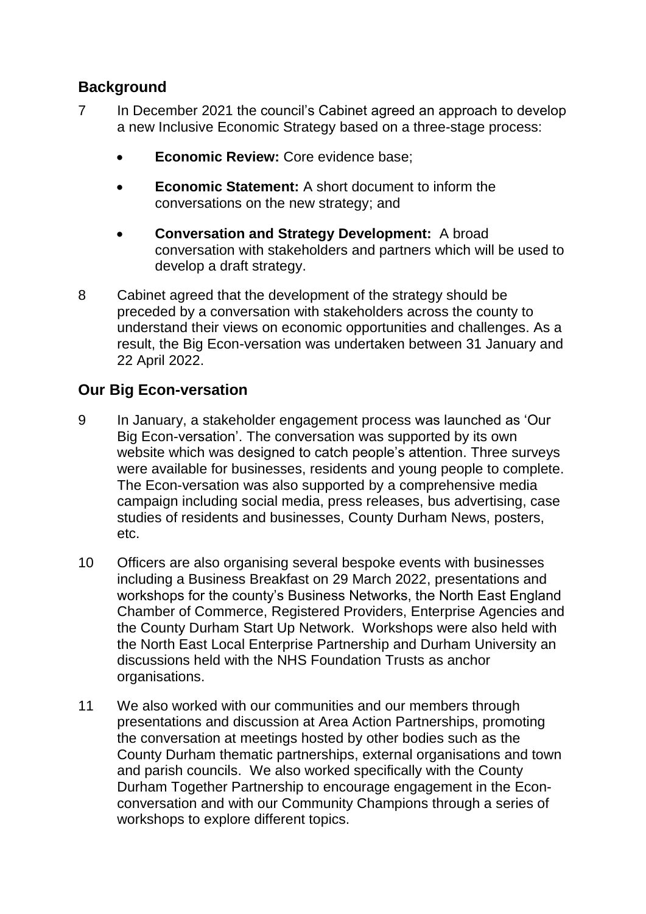## Background

7 In December 2021 the council's Cabinet agreed an approach to develop a new Inclusive Economic Strategy based on a three-stage process:

- **Economic Review:** Core evidence base;
- **Economic Statement:** A short document to inform the conversations on the new strategy; and
- **Conversation and Strategy Development:** A broad conversation with stakeholders and partners which will be used to develop a draft strategy.

8 Cabinet agreed that the development of the strategy should be preceded by a conversation with stakeholders across the county to understand their views on economic opportunities and challenges. As a result, the Big Econ-versation was undertaken between 31 January and 22 April 2022.

## Our Big Econ-versation

9 In January, a stakeholder engagement process was launched as 'Our Big Econ-versation'. The conversation was supported by its own website which was designed to catch people's attention. Three surveys were available for businesses, residents and young people to complete. The Econ-versation was also supported by a comprehensive media campaign including social media, press releases, bus advertising, case studies of residents and businesses, County Durham News, posters, etc.

10 Officers are also organising several bespoke events with businesses including a Business Breakfast on 29 March 2022, presentations and workshops for the county's Business Networks, the North East England Chamber of Commerce, Registered Providers, Enterprise Agencies and the County Durham Start Up Network. Workshops were also held with the North East Local Enterprise Partnership and Durham University an discussions held with the NHS Foundation Trusts as anchor organisations.

11 We also worked with our communities and our members through presentations and discussion at Area Action Partnerships, promoting the conversation at meetings hosted by other bodies such as the County Durham thematic partnerships, external organisations and town and parish councils. We also worked specifically with the County Durham Together Partnership to encourage engagement in the Econ-conversation and with our Community Champions through a series of workshops to explore different topics.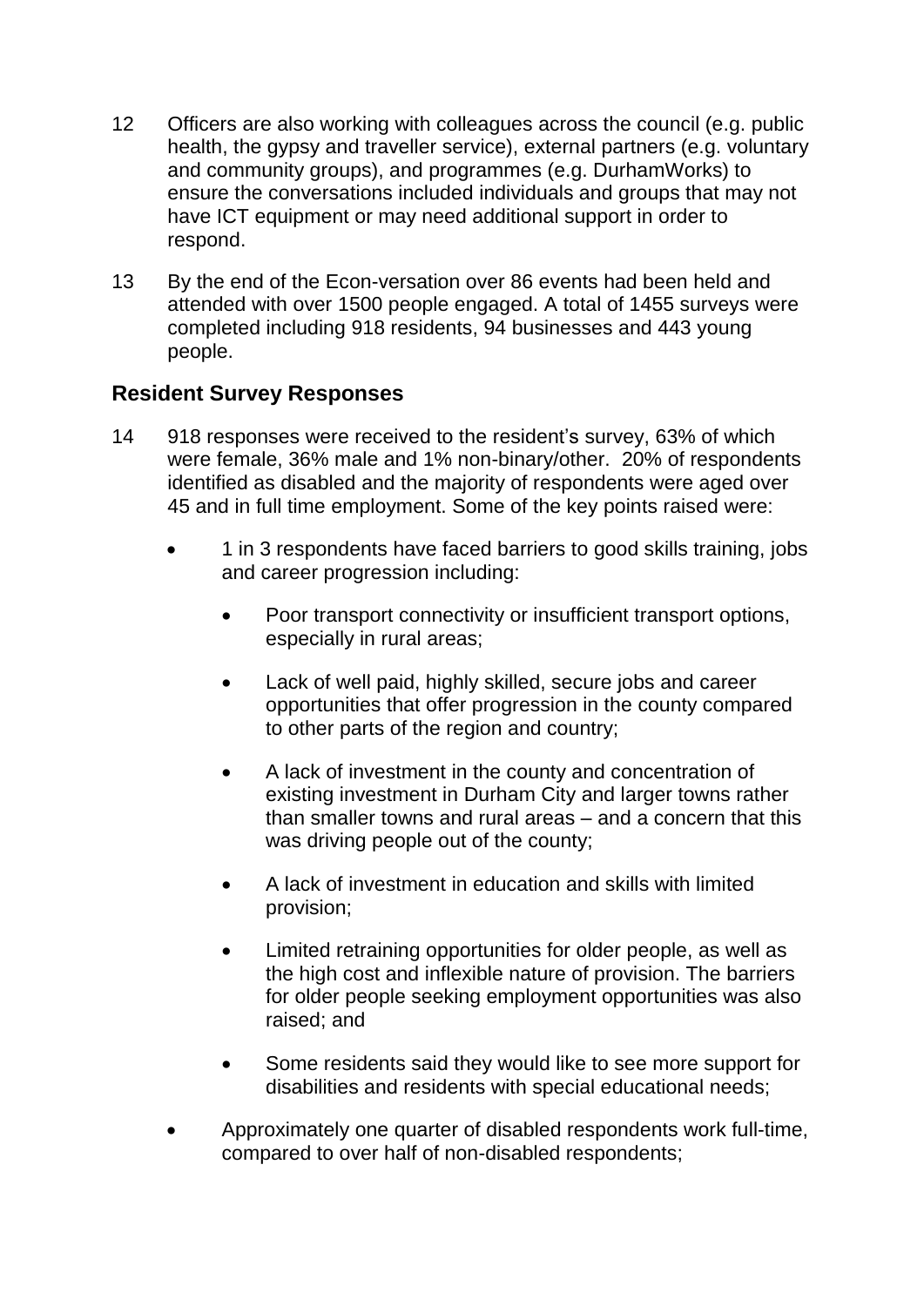12 Officers are also working with colleagues across the council (e.g. public health, the gypsy and traveller service), external partners (e.g. voluntary and community groups), and programmes (e.g. DurhamWorks) to ensure the conversations included individuals and groups that may not have ICT equipment or may need additional support in order to respond.

13 By the end of the Econ-versation over 86 events had been held and attended with over 1500 people engaged. A total of 1455 surveys were completed including 918 residents, 94 businesses and 443 young people.

## Resident Survey Responses

14 918 responses were received to the resident's survey, 63% of which were female, 36% male and 1% non-binary/other. 20% of respondents identified as disabled and the majority of respondents were aged over 45 and in full time employment. Some of the key points raised were:

- 1 in 3 respondents have faced barriers to good skills training, jobs and career progression including:
  - Poor transport connectivity or insufficient transport options, especially in rural areas;
  - Lack of well paid, highly skilled, secure jobs and career opportunities that offer progression in the county compared to other parts of the region and country;
  - A lack of investment in the county and concentration of existing investment in Durham City and larger towns rather than smaller towns and rural areas – and a concern that this was driving people out of the county;
  - A lack of investment in education and skills with limited provision;
  - Limited retraining opportunities for older people, as well as the high cost and inflexible nature of provision. The barriers for older people seeking employment opportunities was also raised; and
  - Some residents said they would like to see more support for disabilities and residents with special educational needs;
- Approximately one quarter of disabled respondents work full-time, compared to over half of non-disabled respondents;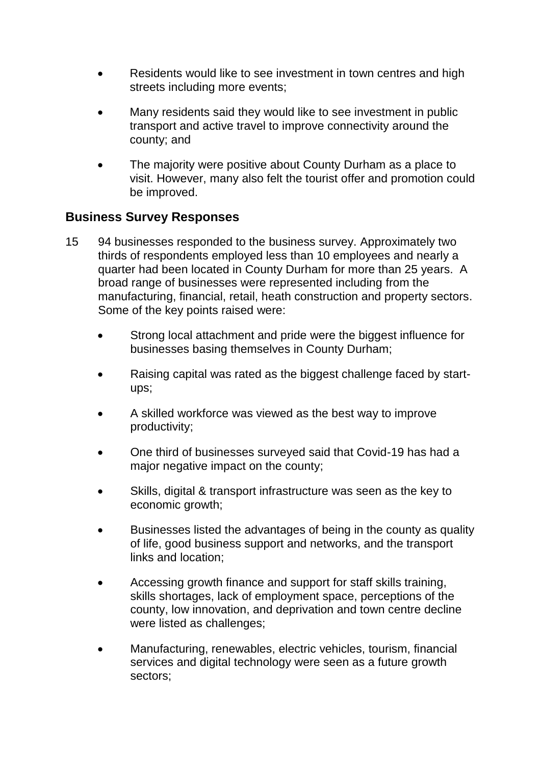- Residents would like to see investment in town centres and high streets including more events;
- Many residents said they would like to see investment in public transport and active travel to improve connectivity around the county; and
- The majority were positive about County Durham as a place to visit. However, many also felt the tourist offer and promotion could be improved.

## Business Survey Responses

15 94 businesses responded to the business survey. Approximately two thirds of respondents employed less than 10 employees and nearly a quarter had been located in County Durham for more than 25 years. A broad range of businesses were represented including from the manufacturing, financial, retail, heath construction and property sectors. Some of the key points raised were:

- Strong local attachment and pride were the biggest influence for businesses basing themselves in County Durham;
- Raising capital was rated as the biggest challenge faced by start-ups;
- A skilled workforce was viewed as the best way to improve productivity;
- One third of businesses surveyed said that Covid-19 has had a major negative impact on the county;
- Skills, digital & transport infrastructure was seen as the key to economic growth;
- Businesses listed the advantages of being in the county as quality of life, good business support and networks, and the transport links and location;
- Accessing growth finance and support for staff skills training, skills shortages, lack of employment space, perceptions of the county, low innovation, and deprivation and town centre decline were listed as challenges;
- Manufacturing, renewables, electric vehicles, tourism, financial services and digital technology were seen as a future growth sectors;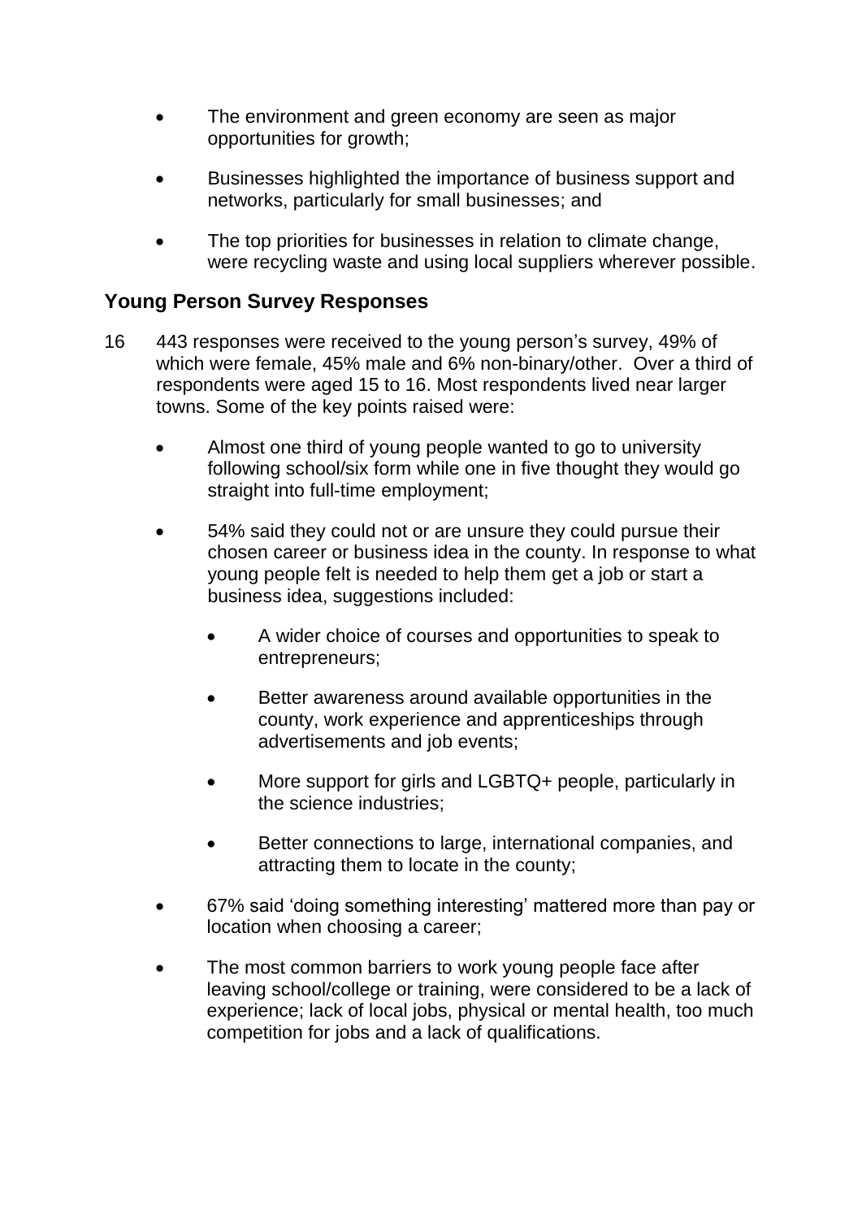- The environment and green economy are seen as major opportunities for growth;
- Businesses highlighted the importance of business support and networks, particularly for small businesses; and
- The top priorities for businesses in relation to climate change, were recycling waste and using local suppliers wherever possible.

## Young Person Survey Responses

16 443 responses were received to the young person's survey, 49% of which were female, 45% male and 6% non-binary/other. Over a third of respondents were aged 15 to 16. Most respondents lived near larger towns. Some of the key points raised were:

- Almost one third of young people wanted to go to university following school/six form while one in five thought they would go straight into full-time employment;
- 54% said they could not or are unsure they could pursue their chosen career or business idea in the county. In response to what young people felt is needed to help them get a job or start a business idea, suggestions included:
    - A wider choice of courses and opportunities to speak to entrepreneurs;
    - Better awareness around available opportunities in the county, work experience and apprenticeships through advertisements and job events;
    - More support for girls and LGBTQ+ people, particularly in the science industries;
    - Better connections to large, international companies, and attracting them to locate in the county;
- 67% said 'doing something interesting' mattered more than pay or location when choosing a career;
- The most common barriers to work young people face after leaving school/college or training, were considered to be a lack of experience; lack of local jobs, physical or mental health, too much competition for jobs and a lack of qualifications.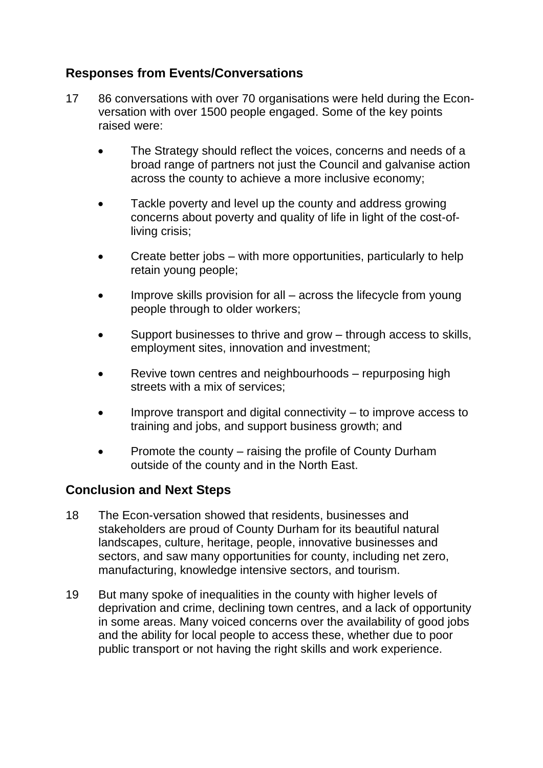## Responses from Events/Conversations

17 86 conversations with over 70 organisations were held during the Econ-versation with over 1500 people engaged. Some of the key points raised were:

- The Strategy should reflect the voices, concerns and needs of a broad range of partners not just the Council and galvanise action across the county to achieve a more inclusive economy;
- Tackle poverty and level up the county and address growing concerns about poverty and quality of life in light of the cost-of-living crisis;
- Create better jobs – with more opportunities, particularly to help retain young people;
- Improve skills provision for all – across the lifecycle from young people through to older workers;
- Support businesses to thrive and grow – through access to skills, employment sites, innovation and investment;
- Revive town centres and neighbourhoods – repurposing high streets with a mix of services;
- Improve transport and digital connectivity – to improve access to training and jobs, and support business growth; and
- Promote the county – raising the profile of County Durham outside of the county and in the North East.

## Conclusion and Next Steps

18 The Econ-versation showed that residents, businesses and stakeholders are proud of County Durham for its beautiful natural landscapes, culture, heritage, people, innovative businesses and sectors, and saw many opportunities for county, including net zero, manufacturing, knowledge intensive sectors, and tourism.

19 But many spoke of inequalities in the county with higher levels of deprivation and crime, declining town centres, and a lack of opportunity in some areas. Many voiced concerns over the availability of good jobs and the ability for local people to access these, whether due to poor public transport or not having the right skills and work experience.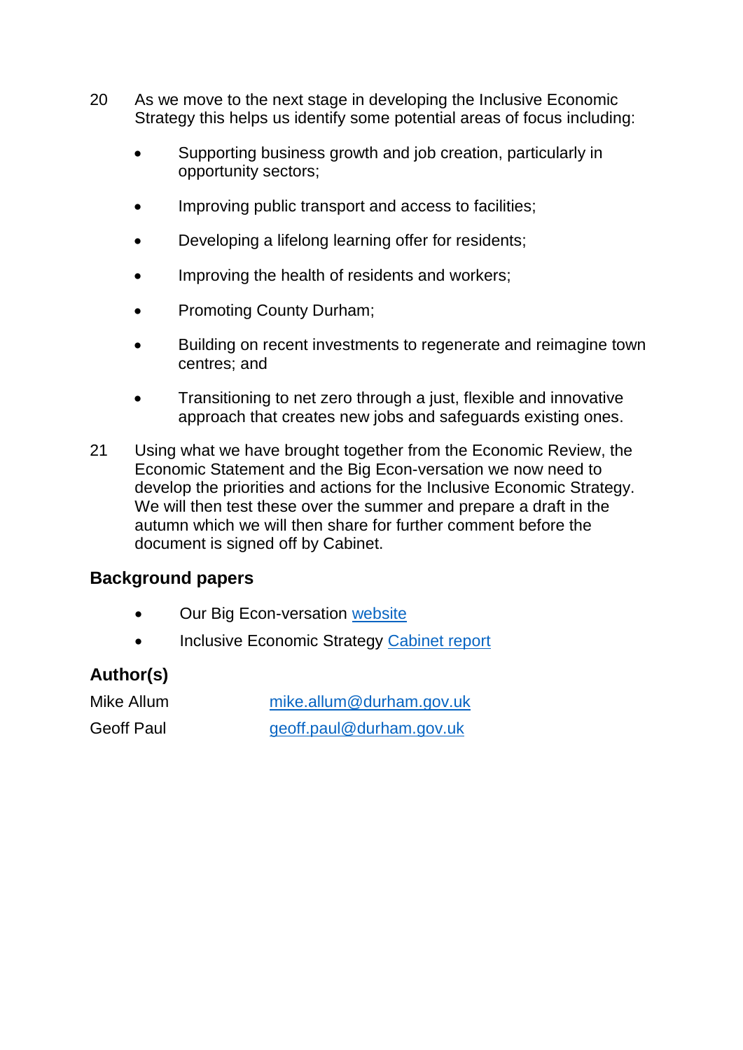20 As we move to the next stage in developing the Inclusive Economic Strategy this helps us identify some potential areas of focus including:

- Supporting business growth and job creation, particularly in opportunity sectors;
- Improving public transport and access to facilities;
- Developing a lifelong learning offer for residents;
- Improving the health of residents and workers;
- Promoting County Durham;
- Building on recent investments to regenerate and reimagine town centres; and
- Transitioning to net zero through a just, flexible and innovative approach that creates new jobs and safeguards existing ones.

21 Using what we have brought together from the Economic Review, the Economic Statement and the Big Econ-versation we now need to develop the priorities and actions for the Inclusive Economic Strategy. We will then test these over the summer and prepare a draft in the autumn which we will then share for further comment before the document is signed off by Cabinet.

## Background papers

- Our Big Econ-versation website
- Inclusive Economic Strategy Cabinet report

## Author(s)

| | |
|---|---|
| Mike Allum | mike.allum@durham.gov.uk |
| Geoff Paul | geoff.paul@durham.gov.uk |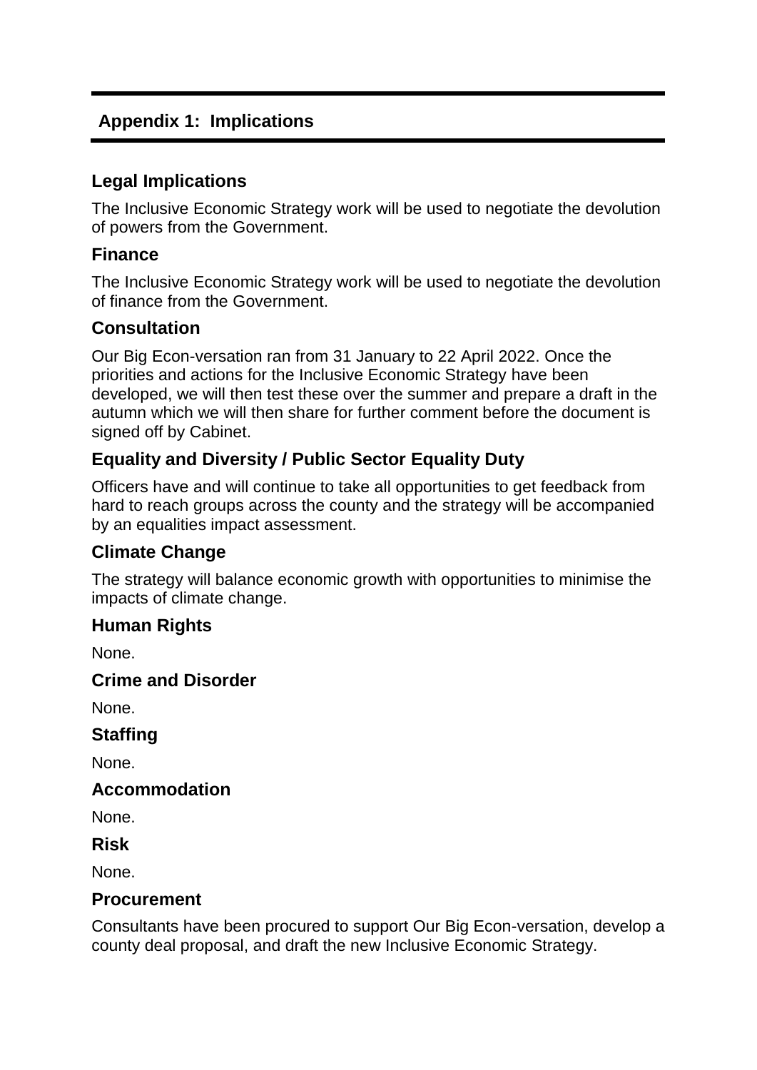## Appendix 1: Implications

### Legal Implications

The Inclusive Economic Strategy work will be used to negotiate the devolution of powers from the Government.

### Finance

The Inclusive Economic Strategy work will be used to negotiate the devolution of finance from the Government.

### Consultation

Our Big Econ-versation ran from 31 January to 22 April 2022. Once the priorities and actions for the Inclusive Economic Strategy have been developed, we will then test these over the summer and prepare a draft in the autumn which we will then share for further comment before the document is signed off by Cabinet.

### Equality and Diversity / Public Sector Equality Duty

Officers have and will continue to take all opportunities to get feedback from hard to reach groups across the county and the strategy will be accompanied by an equalities impact assessment.

### Climate Change

The strategy will balance economic growth with opportunities to minimise the impacts of climate change.

### Human Rights

None.

### Crime and Disorder

None.

### Staffing

None.

### Accommodation

None.

### Risk

None.

### Procurement

Consultants have been procured to support Our Big Econ-versation, develop a county deal proposal, and draft the new Inclusive Economic Strategy.